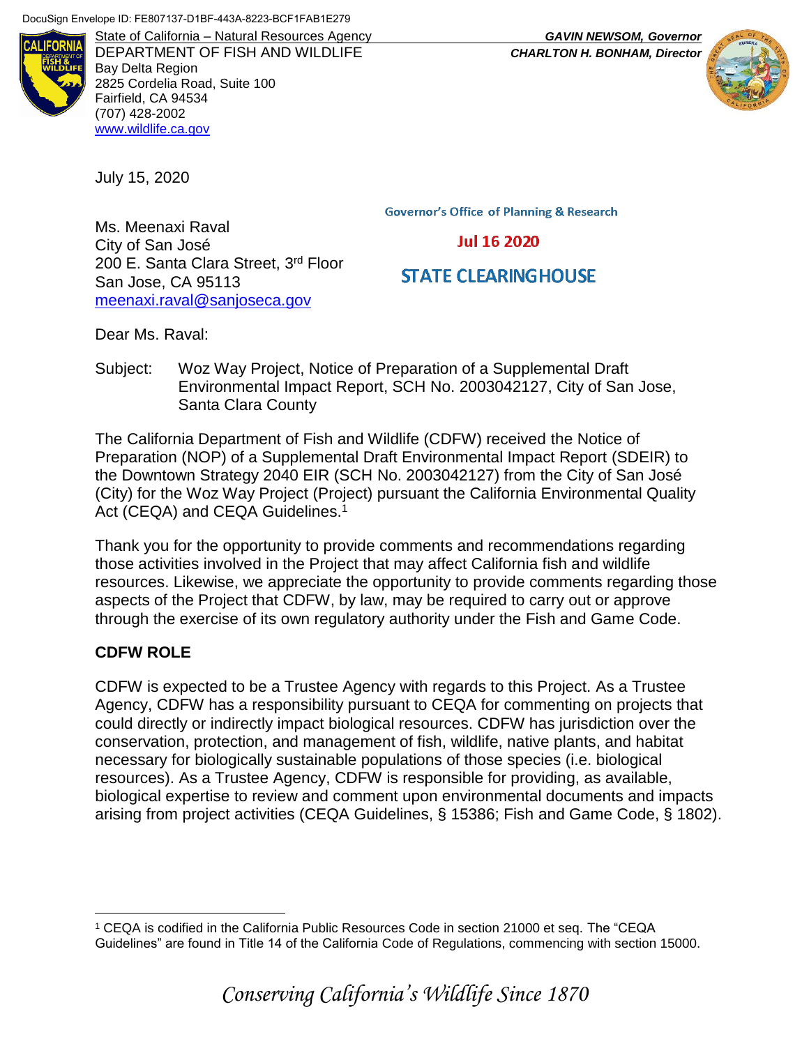DocuSign Envelope ID: FE807137-D1BF-443A-8223-BCF1FAB1E279

State of California – Natural Resources Agency
DEPARTMENT OF FISH AND WILDLIFE
Bay Delta Region
2825 Cordelia Road, Suite 100
Fairfield, CA 94534
(707) 428-2002
www.wildlife.ca.gov

***GAVIN NEWSOM, Governor***
***CHARLTON H. BONHAM, Director***

July 15, 2020

Governor's Office of Planning & Research

Jul 16 2020

STATE CLEARINGHOUSE

Ms. Meenaxi Raval
City of San José
200 E. Santa Clara Street, 3rd Floor
San Jose, CA 95113
meenaxi.raval@sanjoseca.gov

Dear Ms. Raval:

Subject: Woz Way Project, Notice of Preparation of a Supplemental Draft Environmental Impact Report, SCH No. 2003042127, City of San Jose, Santa Clara County

The California Department of Fish and Wildlife (CDFW) received the Notice of Preparation (NOP) of a Supplemental Draft Environmental Impact Report (SDEIR) to the Downtown Strategy 2040 EIR (SCH No. 2003042127) from the City of San José (City) for the Woz Way Project (Project) pursuant the California Environmental Quality Act (CEQA) and CEQA Guidelines.[1]

Thank you for the opportunity to provide comments and recommendations regarding those activities involved in the Project that may affect California fish and wildlife resources. Likewise, we appreciate the opportunity to provide comments regarding those aspects of the Project that CDFW, by law, may be required to carry out or approve through the exercise of its own regulatory authority under the Fish and Game Code.

## CDFW ROLE

CDFW is expected to be a Trustee Agency with regards to this Project. As a Trustee Agency, CDFW has a responsibility pursuant to CEQA for commenting on projects that could directly or indirectly impact biological resources. CDFW has jurisdiction over the conservation, protection, and management of fish, wildlife, native plants, and habitat necessary for biologically sustainable populations of those species (i.e. biological resources). As a Trustee Agency, CDFW is responsible for providing, as available, biological expertise to review and comment upon environmental documents and impacts arising from project activities (CEQA Guidelines, § 15386; Fish and Game Code, § 1802).

---

[1] CEQA is codified in the California Public Resources Code in section 21000 et seq. The "CEQA Guidelines" are found in Title 14 of the California Code of Regulations, commencing with section 15000.

*Conserving California's Wildlife Since 1870*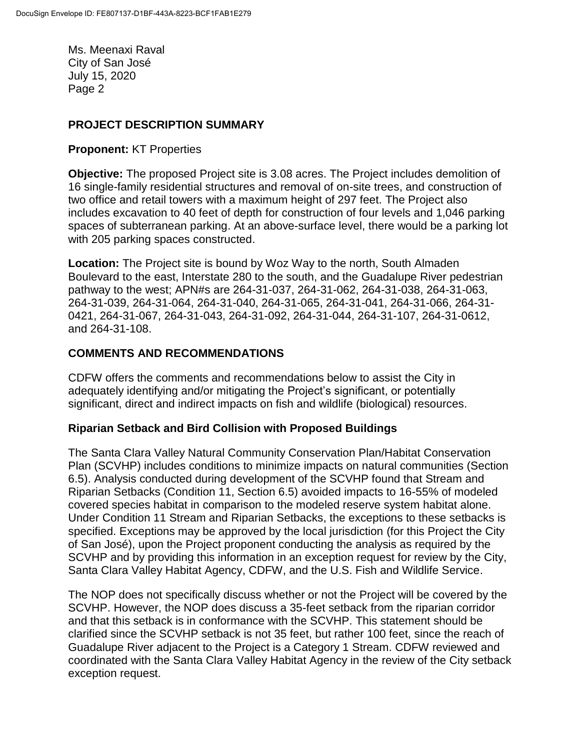Ms. Meenaxi Raval
City of San José
July 15, 2020

## PROJECT DESCRIPTION SUMMARY

**Proponent:** KT Properties

**Objective:** The proposed Project site is 3.08 acres. The Project includes demolition of 16 single-family residential structures and removal of on-site trees, and construction of two office and retail towers with a maximum height of 297 feet. The Project also includes excavation to 40 feet of depth for construction of four levels and 1,046 parking spaces of subterranean parking. At an above-surface level, there would be a parking lot with 205 parking spaces constructed.

**Location:** The Project site is bound by Woz Way to the north, South Almaden Boulevard to the east, Interstate 280 to the south, and the Guadalupe River pedestrian pathway to the west; APN#s are 264-31-037, 264-31-062, 264-31-038, 264-31-063, 264-31-039, 264-31-064, 264-31-040, 264-31-065, 264-31-041, 264-31-066, 264-31-0421, 264-31-067, 264-31-043, 264-31-092, 264-31-044, 264-31-107, 264-31-0612, and 264-31-108.

## COMMENTS AND RECOMMENDATIONS

CDFW offers the comments and recommendations below to assist the City in adequately identifying and/or mitigating the Project's significant, or potentially significant, direct and indirect impacts on fish and wildlife (biological) resources.

### Riparian Setback and Bird Collision with Proposed Buildings

The Santa Clara Valley Natural Community Conservation Plan/Habitat Conservation Plan (SCVHP) includes conditions to minimize impacts on natural communities (Section 6.5). Analysis conducted during development of the SCVHP found that Stream and Riparian Setbacks (Condition 11, Section 6.5) avoided impacts to 16-55% of modeled covered species habitat in comparison to the modeled reserve system habitat alone. Under Condition 11 Stream and Riparian Setbacks, the exceptions to these setbacks is specified. Exceptions may be approved by the local jurisdiction (for this Project the City of San José), upon the Project proponent conducting the analysis as required by the SCVHP and by providing this information in an exception request for review by the City, Santa Clara Valley Habitat Agency, CDFW, and the U.S. Fish and Wildlife Service.

The NOP does not specifically discuss whether or not the Project will be covered by the SCVHP. However, the NOP does discuss a 35-feet setback from the riparian corridor and that this setback is in conformance with the SCVHP. This statement should be clarified since the SCVHP setback is not 35 feet, but rather 100 feet, since the reach of Guadalupe River adjacent to the Project is a Category 1 Stream. CDFW reviewed and coordinated with the Santa Clara Valley Habitat Agency in the review of the City setback exception request.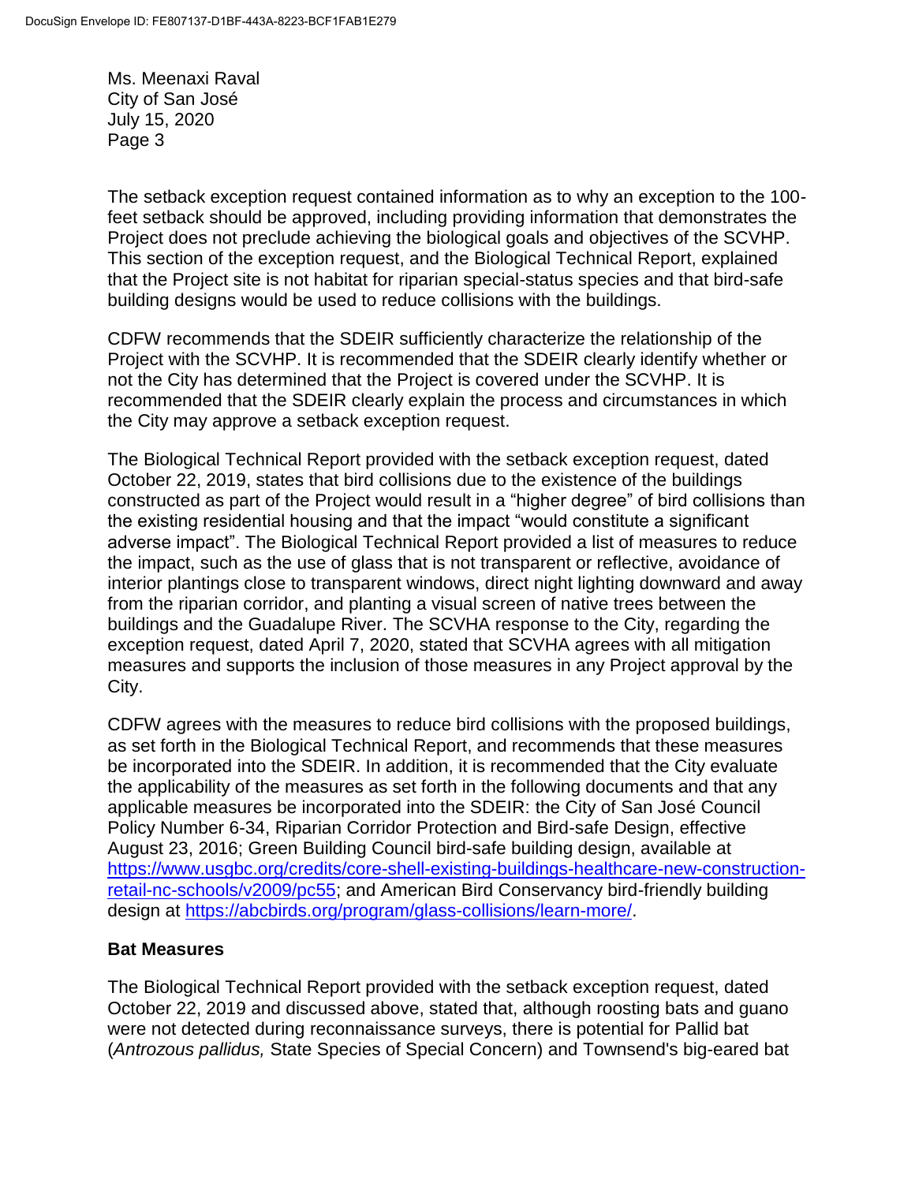The setback exception request contained information as to why an exception to the 100-feet setback should be approved, including providing information that demonstrates the Project does not preclude achieving the biological goals and objectives of the SCVHP. This section of the exception request, and the Biological Technical Report, explained that the Project site is not habitat for riparian special-status species and that bird-safe building designs would be used to reduce collisions with the buildings.

CDFW recommends that the SDEIR sufficiently characterize the relationship of the Project with the SCVHP. It is recommended that the SDEIR clearly identify whether or not the City has determined that the Project is covered under the SCVHP. It is recommended that the SDEIR clearly explain the process and circumstances in which the City may approve a setback exception request.

The Biological Technical Report provided with the setback exception request, dated October 22, 2019, states that bird collisions due to the existence of the buildings constructed as part of the Project would result in a "higher degree" of bird collisions than the existing residential housing and that the impact "would constitute a significant adverse impact". The Biological Technical Report provided a list of measures to reduce the impact, such as the use of glass that is not transparent or reflective, avoidance of interior plantings close to transparent windows, direct night lighting downward and away from the riparian corridor, and planting a visual screen of native trees between the buildings and the Guadalupe River. The SCVHA response to the City, regarding the exception request, dated April 7, 2020, stated that SCVHA agrees with all mitigation measures and supports the inclusion of those measures in any Project approval by the City.

CDFW agrees with the measures to reduce bird collisions with the proposed buildings, as set forth in the Biological Technical Report, and recommends that these measures be incorporated into the SDEIR. In addition, it is recommended that the City evaluate the applicability of the measures as set forth in the following documents and that any applicable measures be incorporated into the SDEIR: the City of San José Council Policy Number 6-34, Riparian Corridor Protection and Bird-safe Design, effective August 23, 2016; Green Building Council bird-safe building design, available at https://www.usgbc.org/credits/core-shell-existing-buildings-healthcare-new-construction-retail-nc-schools/v2009/pc55; and American Bird Conservancy bird-friendly building design at https://abcbirds.org/program/glass-collisions/learn-more/.

**Bat Measures**

The Biological Technical Report provided with the setback exception request, dated October 22, 2019 and discussed above, stated that, although roosting bats and guano were not detected during reconnaissance surveys, there is potential for Pallid bat (*Antrozous pallidus,* State Species of Special Concern) and Townsend's big-eared bat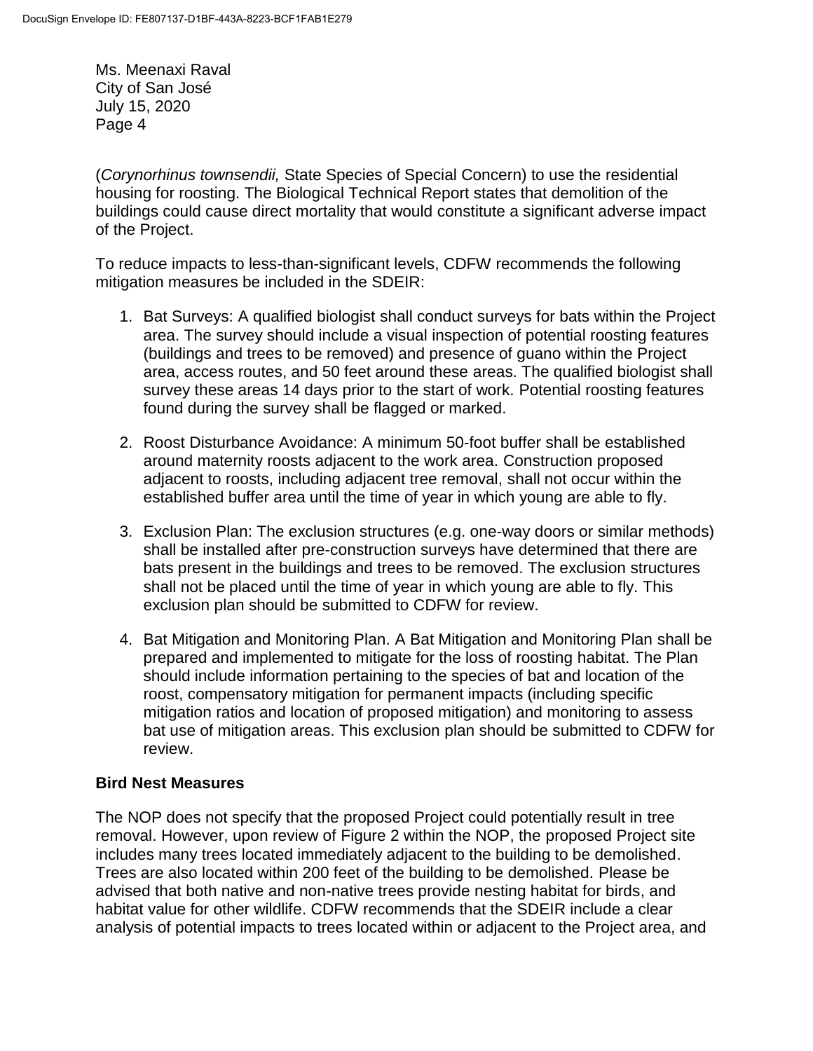(*Corynorhinus townsendii,* State Species of Special Concern) to use the residential housing for roosting. The Biological Technical Report states that demolition of the buildings could cause direct mortality that would constitute a significant adverse impact of the Project.

To reduce impacts to less-than-significant levels, CDFW recommends the following mitigation measures be included in the SDEIR:

1. Bat Surveys: A qualified biologist shall conduct surveys for bats within the Project area. The survey should include a visual inspection of potential roosting features (buildings and trees to be removed) and presence of guano within the Project area, access routes, and 50 feet around these areas. The qualified biologist shall survey these areas 14 days prior to the start of work. Potential roosting features found during the survey shall be flagged or marked.

2. Roost Disturbance Avoidance: A minimum 50-foot buffer shall be established around maternity roosts adjacent to the work area. Construction proposed adjacent to roosts, including adjacent tree removal, shall not occur within the established buffer area until the time of year in which young are able to fly.

3. Exclusion Plan: The exclusion structures (e.g. one-way doors or similar methods) shall be installed after pre-construction surveys have determined that there are bats present in the buildings and trees to be removed. The exclusion structures shall not be placed until the time of year in which young are able to fly. This exclusion plan should be submitted to CDFW for review.

4. Bat Mitigation and Monitoring Plan. A Bat Mitigation and Monitoring Plan shall be prepared and implemented to mitigate for the loss of roosting habitat. The Plan should include information pertaining to the species of bat and location of the roost, compensatory mitigation for permanent impacts (including specific mitigation ratios and location of proposed mitigation) and monitoring to assess bat use of mitigation areas. This exclusion plan should be submitted to CDFW for review.

**Bird Nest Measures**

The NOP does not specify that the proposed Project could potentially result in tree removal. However, upon review of Figure 2 within the NOP, the proposed Project site includes many trees located immediately adjacent to the building to be demolished. Trees are also located within 200 feet of the building to be demolished. Please be advised that both native and non-native trees provide nesting habitat for birds, and habitat value for other wildlife. CDFW recommends that the SDEIR include a clear analysis of potential impacts to trees located within or adjacent to the Project area, and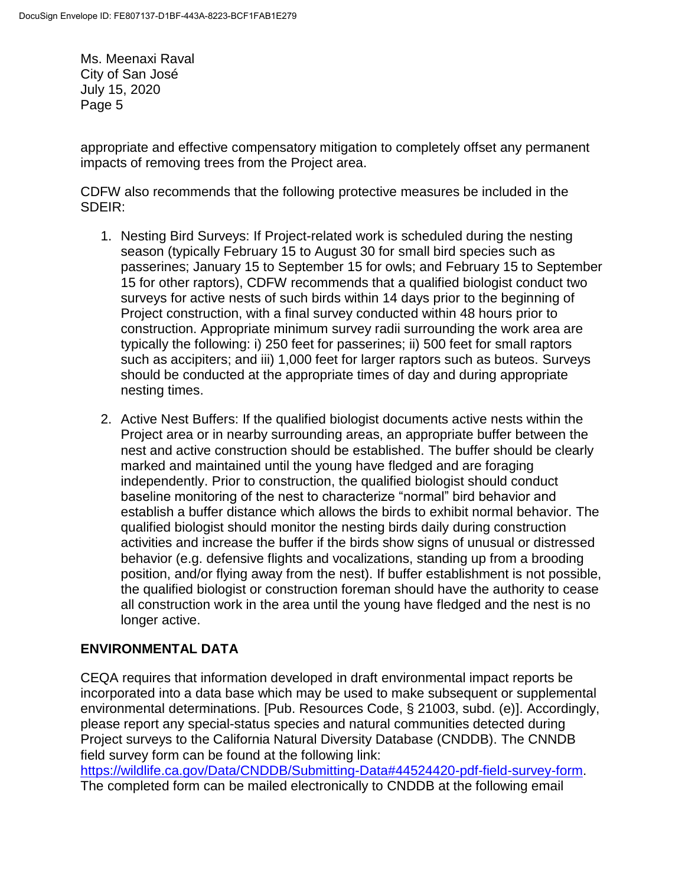appropriate and effective compensatory mitigation to completely offset any permanent impacts of removing trees from the Project area.

CDFW also recommends that the following protective measures be included in the SDEIR:

1. Nesting Bird Surveys: If Project-related work is scheduled during the nesting season (typically February 15 to August 30 for small bird species such as passerines; January 15 to September 15 for owls; and February 15 to September 15 for other raptors), CDFW recommends that a qualified biologist conduct two surveys for active nests of such birds within 14 days prior to the beginning of Project construction, with a final survey conducted within 48 hours prior to construction. Appropriate minimum survey radii surrounding the work area are typically the following: i) 250 feet for passerines; ii) 500 feet for small raptors such as accipiters; and iii) 1,000 feet for larger raptors such as buteos. Surveys should be conducted at the appropriate times of day and during appropriate nesting times.

2. Active Nest Buffers: If the qualified biologist documents active nests within the Project area or in nearby surrounding areas, an appropriate buffer between the nest and active construction should be established. The buffer should be clearly marked and maintained until the young have fledged and are foraging independently. Prior to construction, the qualified biologist should conduct baseline monitoring of the nest to characterize "normal" bird behavior and establish a buffer distance which allows the birds to exhibit normal behavior. The qualified biologist should monitor the nesting birds daily during construction activities and increase the buffer if the birds show signs of unusual or distressed behavior (e.g. defensive flights and vocalizations, standing up from a brooding position, and/or flying away from the nest). If buffer establishment is not possible, the qualified biologist or construction foreman should have the authority to cease all construction work in the area until the young have fledged and the nest is no longer active.

## ENVIRONMENTAL DATA

CEQA requires that information developed in draft environmental impact reports be incorporated into a data base which may be used to make subsequent or supplemental environmental determinations. [Pub. Resources Code, § 21003, subd. (e)]. Accordingly, please report any special-status species and natural communities detected during Project surveys to the California Natural Diversity Database (CNDDB). The CNNDB field survey form can be found at the following link: https://wildlife.ca.gov/Data/CNDDB/Submitting-Data#44524420-pdf-field-survey-form. The completed form can be mailed electronically to CNDDB at the following email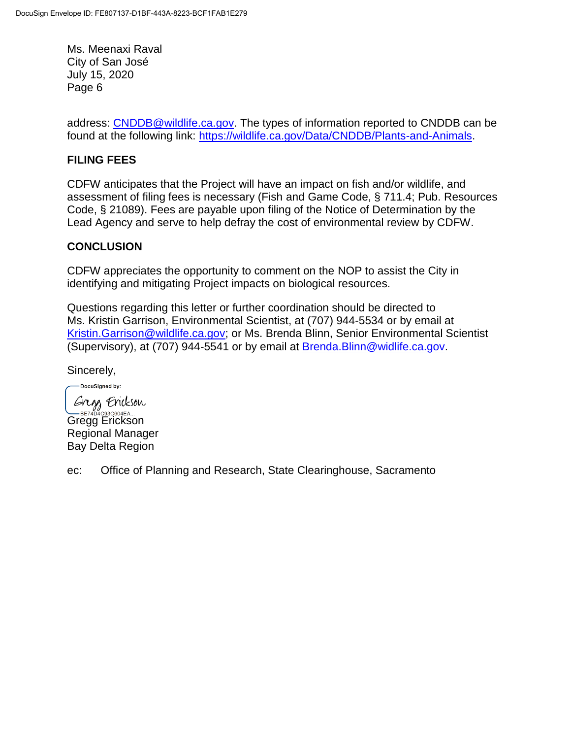address: CNDDB@wildlife.ca.gov. The types of information reported to CNDDB can be found at the following link: https://wildlife.ca.gov/Data/CNDDB/Plants-and-Animals.

## FILING FEES

CDFW anticipates that the Project will have an impact on fish and/or wildlife, and assessment of filing fees is necessary (Fish and Game Code, § 711.4; Pub. Resources Code, § 21089). Fees are payable upon filing of the Notice of Determination by the Lead Agency and serve to help defray the cost of environmental review by CDFW.

## CONCLUSION

CDFW appreciates the opportunity to comment on the NOP to assist the City in identifying and mitigating Project impacts on biological resources.

Questions regarding this letter or further coordination should be directed to Ms. Kristin Garrison, Environmental Scientist, at (707) 944-5534 or by email at Kristin.Garrison@wildlife.ca.gov; or Ms. Brenda Blinn, Senior Environmental Scientist (Supervisory), at (707) 944-5541 or by email at Brenda.Blinn@widlife.ca.gov.

Sincerely,

DocuSigned by:
Gregg Erickson
BE74D4C93C604EA

Gregg Erickson
Regional Manager
Bay Delta Region

ec: Office of Planning and Research, State Clearinghouse, Sacramento